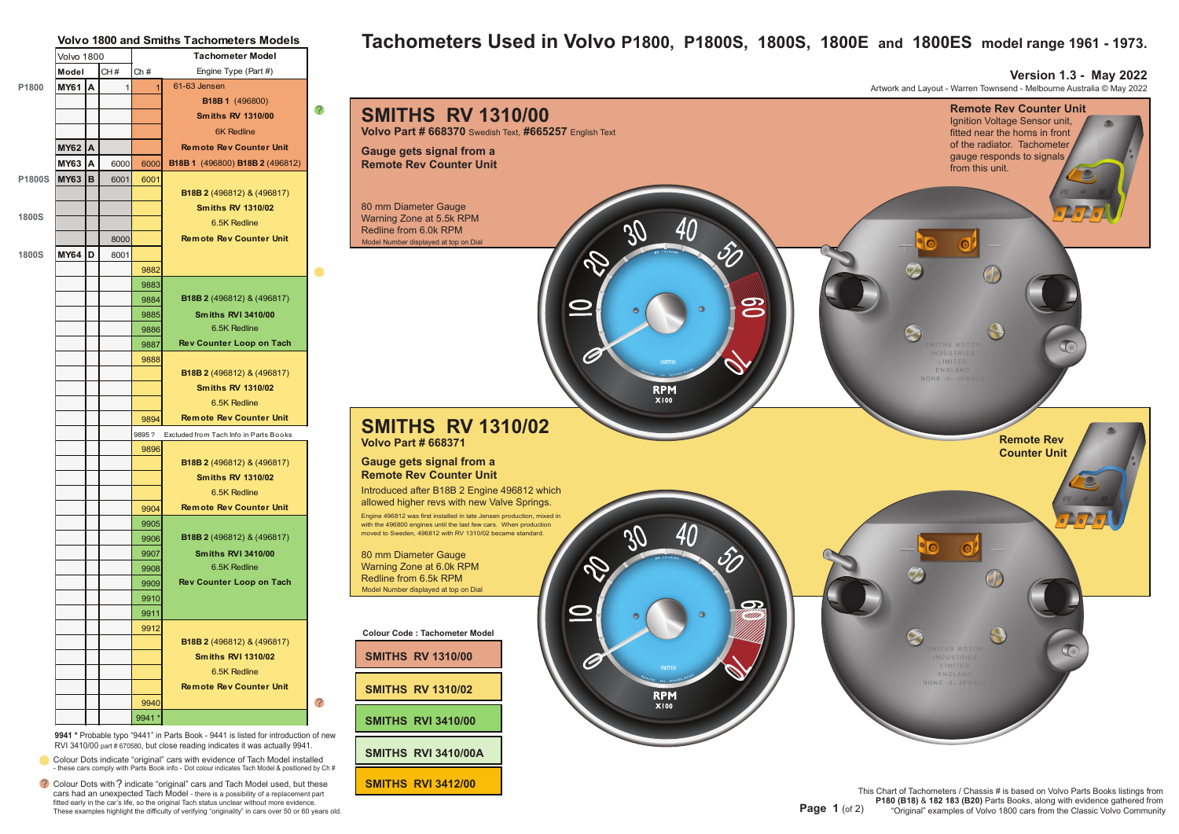# Tachometers Used in Volvo P1800, P1800S, 1800S, 1800E and 1800ES model range 1961 - 1973.

**Version 1.3 - May 2022**

Artwork and Layout - Warren Townsend - Melbourne Australia © May 2022

## Volvo 1800 and Smiths Tachometers Models

| | Volvo 1800 | | | | Tachometer Model |
|---|---|---|---|---|---|
| | Model | | CH # | Ch # | Engine Type (Part #) |
| P1800 | MY61 | A | 1 | 1 | 61-63 Jensen |
| | | | | | B18B 1 (496800) |
| | | | | | Smiths RV 1310/00 |
| | | | | | 6K Redline |
| | MY62 | A | | | Remote Rev Counter Unit |
| | MY63 | A | 6000 | 6000 | B18B 1 (496800) B18B 2 (496812) |
| P1800S | MY63 | B | 6001 | 6001 | |
| | | | | | B18B 2 (496812) & (496817) |
| 1800S | | | | | Smiths RV 1310/02 |
| | | | | | 6.5K Redline |
| | | | 8000 | | Remote Rev Counter Unit |
| 1800S | MY64 | D | 8001 | | |
| | | | | 9882 | |
| | | | | 9883 | |
| | | | | 9884 | B18B 2 (496812) & (496817) |
| | | | | 9885 | Smiths RVI 3410/00 |
| | | | | 9886 | 6.5K Redline |
| | | | | 9887 | Rev Counter Loop on Tach |
| | | | | 9888 | |
| | | | | | B18B 2 (496812) & (496817) |
| | | | | | Smiths RV 1310/02 |
| | | | | | 6.5K Redline |
| | | | | 9894 | Remote Rev Counter Unit |
| | | | | 9895 ? | Excluded from Tach Info in Parts Books |
| | | | | 9896 | |
| | | | | | B18B 2 (496812) & (496817) |
| | | | | | Smiths RV 1310/02 |
| | | | | | 6.5K Redline |
| | | | | 9904 | Remote Rev Counter Unit |
| | | | | 9905 | |
| | | | | 9906 | B18B 2 (496812) & (496817) |
| | | | | 9907 | Smiths RVI 3410/00 |
| | | | | 9908 | 6.5K Redline |
| | | | | 9909 | Rev Counter Loop on Tach |
| | | | | 9910 | |
| | | | | 9911 | |
| | | | | 9912 | |
| | | | | | B18B 2 (496812) & (496817) |
| | | | | | Smiths RVI 1310/02 |
| | | | | | 6.5K Redline |
| | | | | | Remote Rev Counter Unit |
| | | | | 9940 | |
| | | | | 9941 * | |

**9941 *** Probable typo "9441" in Parts Book - 9441 is listed for introduction of new RVI 3410/00 part # 670580, but close reading indicates it was actually 9941.

Colour Dots indicate "original" cars with evidence of Tach Model installed - these cars comply with Parts Book info - Dot colour indicates Tach Model & positioned by Ch #

Colour Dots with ? indicate "original" cars and Tach Model used, but these cars had an unexpected Tach Model - there is a possibility of a replacement part fitted early in the car's life, so the original Tach status unclear without more evidence. These examples highlight the difficulty of verifying "originality" in cars over 50 or 60 years old.

## SMITHS RV 1310/00

**Volvo Part # 668370** Swedish Text, **#665257** English Text

**Gauge gets signal from a Remote Rev Counter Unit**

80 mm Diameter Gauge
Warning Zone at 5.5k RPM
Redline from 6.0k RPM
Model Number displayed at top on Dial

**Remote Rev Counter Unit**
Ignition Voltage Sensor unit, fitted near the horns in front of the radiator. Tachometer gauge responds to signals from this unit.

## SMITHS RV 1310/02

**Volvo Part # 668371**

**Gauge gets signal from a Remote Rev Counter Unit**

Introduced after B18B 2 Engine 496812 which allowed higher revs with new Valve Springs.

Engine 496812 was first installed in late Jensen production, mixed in with the 496800 engines until the last few cars. When production moved to Sweden, 496812 with RV 1310/02 became standard.

80 mm Diameter Gauge
Warning Zone at 6.0k RPM
Redline from 6.5k RPM
Model Number displayed at top on Dial

**Remote Rev Counter Unit**

**Colour Code : Tachometer Model**

- SMITHS RV 1310/00
- SMITHS RV 1310/02
- SMITHS RVI 3410/00
- SMITHS RVI 3410/00A
- SMITHS RVI 3412/00

This Chart of Tachometers / Chassis # is based on Volvo Parts Books listings from **P180 (B18)** & **182 183 (B20)** Parts Books, along with evidence gathered from "Original" examples of Volvo 1800 cars from the Classic Volvo Community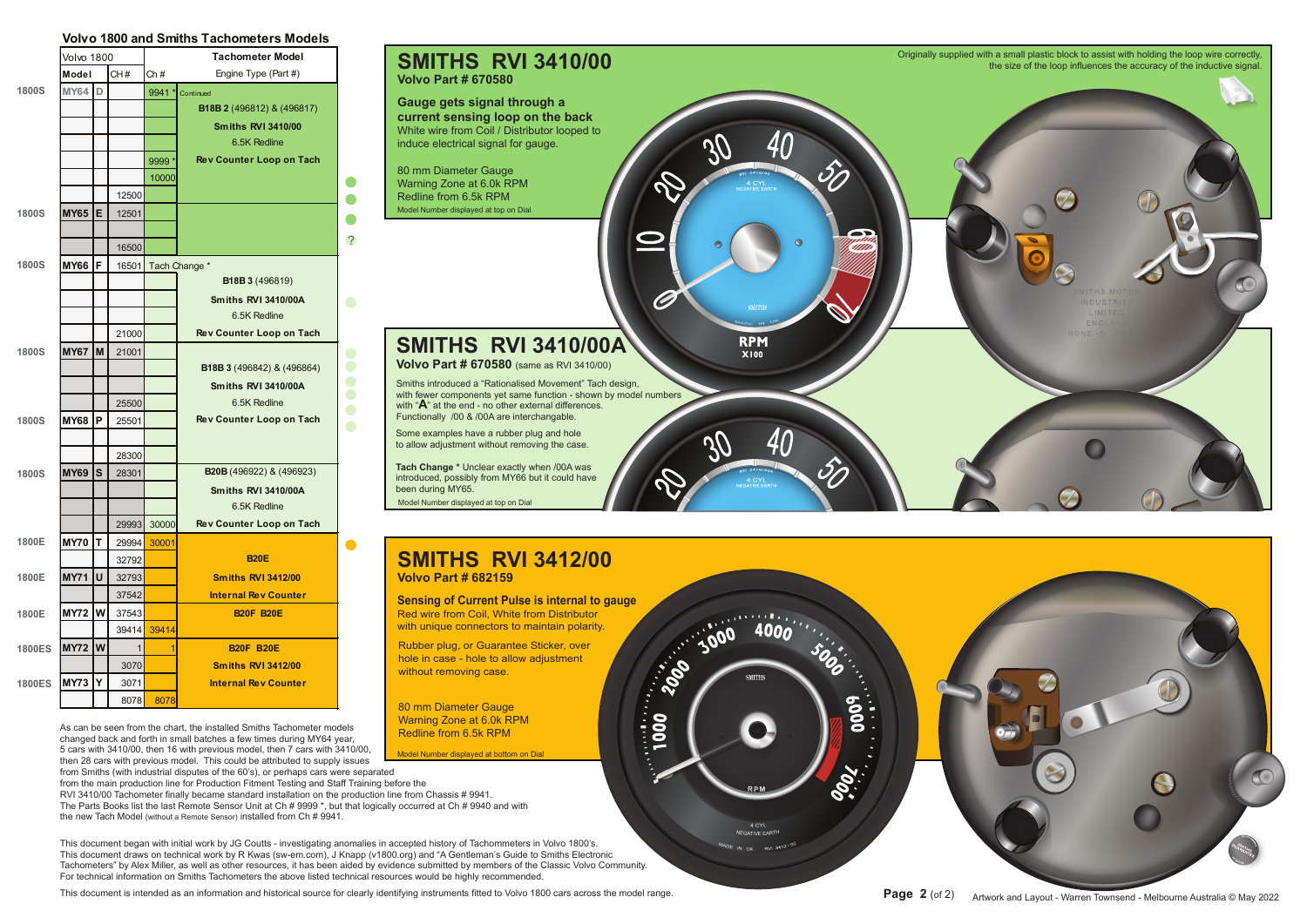## Volvo 1800 and Smiths Tachometers Models

| | Volvo 1800 | | | | Tachometer Model |
|---|---|---|---|---|---|
| | Model | | CH # | Ch # | Engine Type (Part #) |
| 1800S | MY64 | D | | 9941 * | Continued |
| | | | | | B18B 2 (496812) & (496817) |
| | | | | | Smiths RVI 3410/00 |
| | | | | | 6.5K Redline |
| | | | | 9999 * | Rev Counter Loop on Tach |
| | | | | 10000 | |
| | | | 12500 | | |
| 1800S | MY65 | E | 12501 | | |
| | | | | | |
| | | | 16500 | | |
| 1800S | MY66 | F | 16501 | Tach Change * | |
| | | | | | B18B 3 (496819) |
| | | | | | Smiths RVI 3410/00A |
| | | | | | 6.5K Redline |
| | | | 21000 | | Rev Counter Loop on Tach |
| 1800S | MY67 | M | 21001 | | |
| | | | | | B18B 3 (496842) & (496864) |
| | | | | | Smiths RVI 3410/00A |
| | | | 25500 | | 6.5K Redline |
| 1800S | MY68 | P | 25501 | | Rev Counter Loop on Tach |
| | | | | | |
| | | | 28300 | | |
| 1800S | MY69 | S | 28301 | | B20B (496922) & (496923) |
| | | | | | Smiths RVI 3410/00A |
| | | | | | 6.5K Redline |
| | | | 29993 | 30000 | Rev Counter Loop on Tach |
| 1800E | MY70 | T | 29994 | 30001 | |
| | | | 32792 | | B20E |
| 1800E | MY71 | U | 32793 | | Smiths RVI 3412/00 |
| | | | 37542 | | Internal Rev Counter |
| 1800E | MY72 | W | 37543 | | B20F B20E |
| | | | 39414 | 39414 | |
| 1800ES | MY72 | W | 1 | 1 | B20F B20E |
| | | | 3070 | | Smiths RVI 3412/00 |
| 1800ES | MY73 | Y | 3071 | | Internal Rev Counter |
| | | | 8078 | 8078 | |

As can be seen from the chart, the installed Smiths Tachometer models changed back and forth in small batches a few times during MY64 year, 5 cars with 3410/00, then 16 with previous model, then 7 cars with 3410/00, then 28 cars with previous model. This could be attributed to supply issues from Smiths (with industrial disputes of the 60's), or perhaps cars were separated from the main production line for Production Fitment Testing and Staff Training before the RVI 3410/00 Tachometer finally became standard installation on the production line from Chassis # 9941.
The Parts Books list the last Remote Sensor Unit at Ch # 9999 *, but that logically occurred at Ch # 9940 and with the new Tach Model (without a Remote Sensor) installed from Ch # 9941.

This document began with initial work by JG Coutts - investigating anomalies in accepted history of Tachommeters in Volvo 1800's.
This document draws on technical work by R Kwas (sw-em.com), J Knapp (v1800.org) and "A Gentleman's Guide to Smiths Electronic Tachometers" by Alex Miller, as well as other resources, it has been aided by evidence submitted by members of the Classic Volvo Community.
For technical information on Smiths Tachometers the above listed technical resources would be highly recommended.

This document is intended as an information and historical source for clearly identifying instruments fitted to Volvo 1800 cars across the model range.

# SMITHS RVI 3410/00

**Volvo Part # 670580**

Originally supplied with a small plastic block to assist with holding the loop wire correctly, the size of the loop influences the accuracy of the inductive signal.

**Gauge gets signal through a current sensing loop on the back**
White wire from Coil / Distributor looped to induce electrical signal for gauge.

80 mm Diameter Gauge
Warning Zone at 6.0k RPM
Redline from 6.5k RPM
Model Number displayed at top on Dial

# SMITHS RVI 3410/00A

**Volvo Part # 670580** (same as RVI 3410/00)

Smiths introduced a "Rationalised Movement" Tach design, with fewer components yet same function - shown by model numbers with "**A**" at the end - no other external differences.
Functionally /00 & /00A are interchangable.

Some examples have a rubber plug and hole to allow adjustment without removing the case.

**Tach Change** * Unclear exactly when /00A was introduced, possibly from MY66 but it could have been during MY65.

Model Number displayed at top on Dial

# SMITHS RVI 3412/00

**Volvo Part # 682159**

**Sensing of Current Pulse is internal to gauge**
Red wire from Coil, White from Distributor with unique connectors to maintain polarity.

Rubber plug, or Guarantee Sticker, over hole in case - hole to allow adjustment without removing case.

80 mm Diameter Gauge
Warning Zone at 6.0k RPM
Redline from 6.5k RPM

Model Number displayed at bottom on Dial

Artwork and Layout - Warren Townsend - Melbourne Australia © May 2022